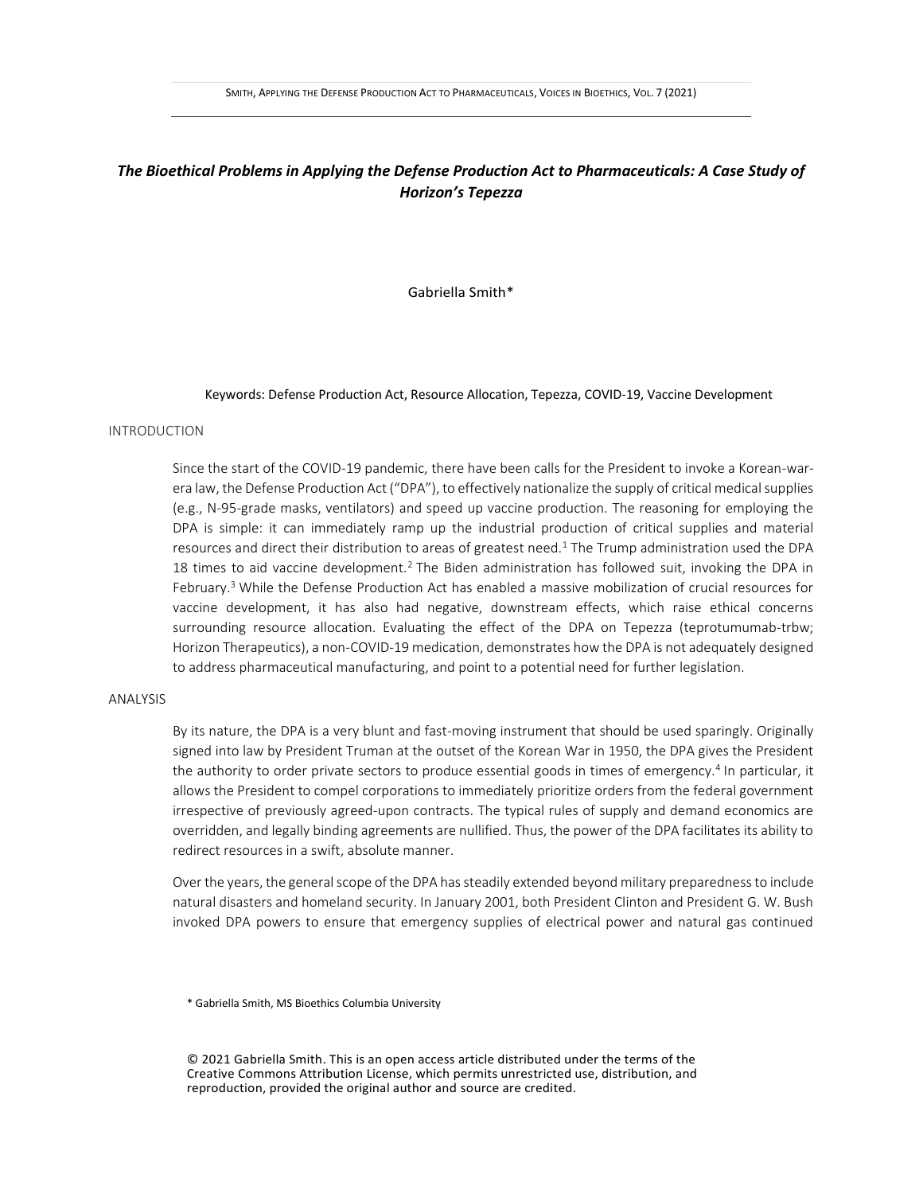# *The Bioethical Problems in Applying the Defense Production Act to Pharmaceuticals: A Case Study of Horizon's Tepezza*

Gabriella Smith*

Keywords: Defense Production Act, Resource Allocation, Tepezza, COVID-19, Vaccine Development

## INTRODUCTION

Since the start of the COVID-19 pandemic, there have been calls for the President to invoke a Korean-war-era law, the Defense Production Act ("DPA"), to effectively nationalize the supply of critical medical supplies (e.g., N-95-grade masks, ventilators) and speed up vaccine production. The reasoning for employing the DPA is simple: it can immediately ramp up the industrial production of critical supplies and material resources and direct their distribution to areas of greatest need.[1] The Trump administration used the DPA 18 times to aid vaccine development.[2] The Biden administration has followed suit, invoking the DPA in February.[3] While the Defense Production Act has enabled a massive mobilization of crucial resources for vaccine development, it has also had negative, downstream effects, which raise ethical concerns surrounding resource allocation. Evaluating the effect of the DPA on Tepezza (teprotumumab-trbw; Horizon Therapeutics), a non-COVID-19 medication, demonstrates how the DPA is not adequately designed to address pharmaceutical manufacturing, and point to a potential need for further legislation.

## ANALYSIS

By its nature, the DPA is a very blunt and fast-moving instrument that should be used sparingly. Originally signed into law by President Truman at the outset of the Korean War in 1950, the DPA gives the President the authority to order private sectors to produce essential goods in times of emergency.[4] In particular, it allows the President to compel corporations to immediately prioritize orders from the federal government irrespective of previously agreed-upon contracts. The typical rules of supply and demand economics are overridden, and legally binding agreements are nullified. Thus, the power of the DPA facilitates its ability to redirect resources in a swift, absolute manner.

Over the years, the general scope of the DPA has steadily extended beyond military preparedness to include natural disasters and homeland security. In January 2001, both President Clinton and President G. W. Bush invoked DPA powers to ensure that emergency supplies of electrical power and natural gas continued

\* Gabriella Smith, MS Bioethics Columbia University

© 2021 Gabriella Smith. This is an open access article distributed under the terms of the Creative Commons Attribution License, which permits unrestricted use, distribution, and reproduction, provided the original author and source are credited.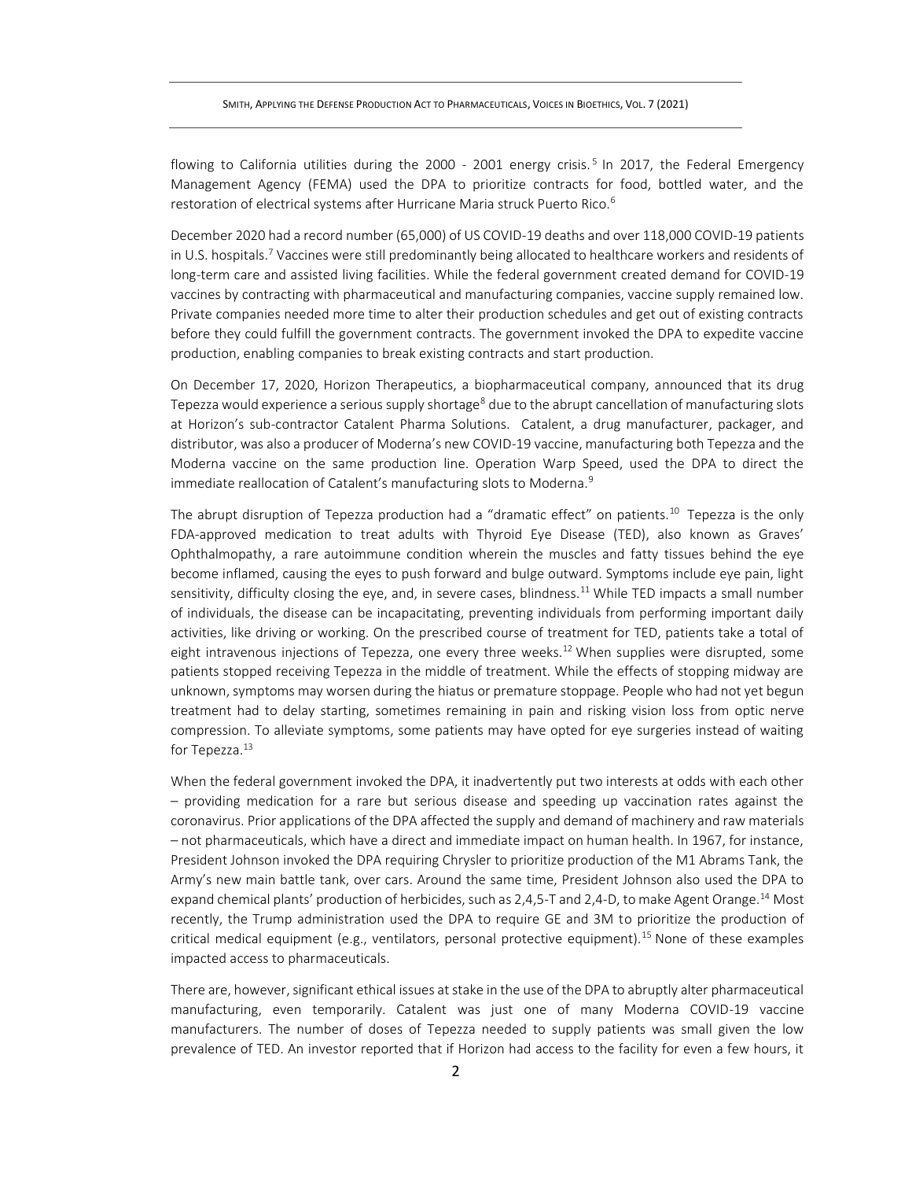flowing to California utilities during the 2000 - 2001 energy crisis.[5] In 2017, the Federal Emergency Management Agency (FEMA) used the DPA to prioritize contracts for food, bottled water, and the restoration of electrical systems after Hurricane Maria struck Puerto Rico.[6]

December 2020 had a record number (65,000) of US COVID-19 deaths and over 118,000 COVID-19 patients in U.S. hospitals.[7] Vaccines were still predominantly being allocated to healthcare workers and residents of long-term care and assisted living facilities. While the federal government created demand for COVID-19 vaccines by contracting with pharmaceutical and manufacturing companies, vaccine supply remained low. Private companies needed more time to alter their production schedules and get out of existing contracts before they could fulfill the government contracts. The government invoked the DPA to expedite vaccine production, enabling companies to break existing contracts and start production.

On December 17, 2020, Horizon Therapeutics, a biopharmaceutical company, announced that its drug Tepezza would experience a serious supply shortage[8] due to the abrupt cancellation of manufacturing slots at Horizon's sub-contractor Catalent Pharma Solutions. Catalent, a drug manufacturer, packager, and distributor, was also a producer of Moderna's new COVID-19 vaccine, manufacturing both Tepezza and the Moderna vaccine on the same production line. Operation Warp Speed, used the DPA to direct the immediate reallocation of Catalent's manufacturing slots to Moderna.[9]

The abrupt disruption of Tepezza production had a "dramatic effect" on patients.[10] Tepezza is the only FDA-approved medication to treat adults with Thyroid Eye Disease (TED), also known as Graves' Ophthalmopathy, a rare autoimmune condition wherein the muscles and fatty tissues behind the eye become inflamed, causing the eyes to push forward and bulge outward. Symptoms include eye pain, light sensitivity, difficulty closing the eye, and, in severe cases, blindness.[11] While TED impacts a small number of individuals, the disease can be incapacitating, preventing individuals from performing important daily activities, like driving or working. On the prescribed course of treatment for TED, patients take a total of eight intravenous injections of Tepezza, one every three weeks.[12] When supplies were disrupted, some patients stopped receiving Tepezza in the middle of treatment. While the effects of stopping midway are unknown, symptoms may worsen during the hiatus or premature stoppage. People who had not yet begun treatment had to delay starting, sometimes remaining in pain and risking vision loss from optic nerve compression. To alleviate symptoms, some patients may have opted for eye surgeries instead of waiting for Tepezza.[13]

When the federal government invoked the DPA, it inadvertently put two interests at odds with each other – providing medication for a rare but serious disease and speeding up vaccination rates against the coronavirus. Prior applications of the DPA affected the supply and demand of machinery and raw materials – not pharmaceuticals, which have a direct and immediate impact on human health. In 1967, for instance, President Johnson invoked the DPA requiring Chrysler to prioritize production of the M1 Abrams Tank, the Army's new main battle tank, over cars. Around the same time, President Johnson also used the DPA to expand chemical plants' production of herbicides, such as 2,4,5-T and 2,4-D, to make Agent Orange.[14] Most recently, the Trump administration used the DPA to require GE and 3M to prioritize the production of critical medical equipment (e.g., ventilators, personal protective equipment).[15] None of these examples impacted access to pharmaceuticals.

There are, however, significant ethical issues at stake in the use of the DPA to abruptly alter pharmaceutical manufacturing, even temporarily. Catalent was just one of many Moderna COVID-19 vaccine manufacturers. The number of doses of Tepezza needed to supply patients was small given the low prevalence of TED. An investor reported that if Horizon had access to the facility for even a few hours, it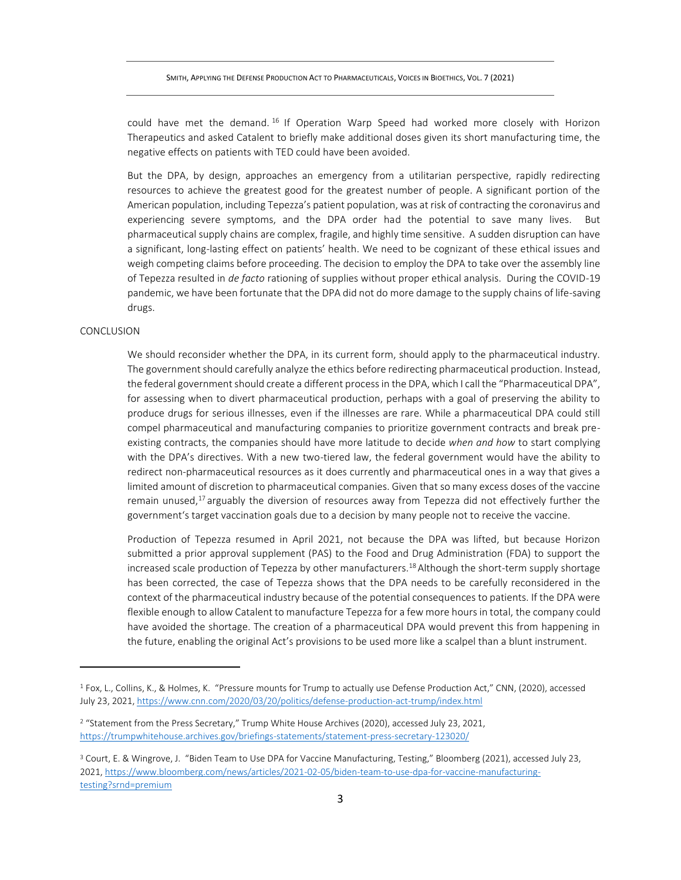could have met the demand.[16] If Operation Warp Speed had worked more closely with Horizon Therapeutics and asked Catalent to briefly make additional doses given its short manufacturing time, the negative effects on patients with TED could have been avoided.

But the DPA, by design, approaches an emergency from a utilitarian perspective, rapidly redirecting resources to achieve the greatest good for the greatest number of people. A significant portion of the American population, including Tepezza's patient population, was at risk of contracting the coronavirus and experiencing severe symptoms, and the DPA order had the potential to save many lives. But pharmaceutical supply chains are complex, fragile, and highly time sensitive. A sudden disruption can have a significant, long-lasting effect on patients' health. We need to be cognizant of these ethical issues and weigh competing claims before proceeding. The decision to employ the DPA to take over the assembly line of Tepezza resulted in *de facto* rationing of supplies without proper ethical analysis. During the COVID-19 pandemic, we have been fortunate that the DPA did not do more damage to the supply chains of life-saving drugs.

## CONCLUSION

We should reconsider whether the DPA, in its current form, should apply to the pharmaceutical industry. The government should carefully analyze the ethics before redirecting pharmaceutical production. Instead, the federal government should create a different process in the DPA, which I call the "Pharmaceutical DPA", for assessing when to divert pharmaceutical production, perhaps with a goal of preserving the ability to produce drugs for serious illnesses, even if the illnesses are rare. While a pharmaceutical DPA could still compel pharmaceutical and manufacturing companies to prioritize government contracts and break pre-existing contracts, the companies should have more latitude to decide *when and how* to start complying with the DPA's directives. With a new two-tiered law, the federal government would have the ability to redirect non-pharmaceutical resources as it does currently and pharmaceutical ones in a way that gives a limited amount of discretion to pharmaceutical companies. Given that so many excess doses of the vaccine remain unused,[17] arguably the diversion of resources away from Tepezza did not effectively further the government's target vaccination goals due to a decision by many people not to receive the vaccine.

Production of Tepezza resumed in April 2021, not because the DPA was lifted, but because Horizon submitted a prior approval supplement (PAS) to the Food and Drug Administration (FDA) to support the increased scale production of Tepezza by other manufacturers.[18] Although the short-term supply shortage has been corrected, the case of Tepezza shows that the DPA needs to be carefully reconsidered in the context of the pharmaceutical industry because of the potential consequences to patients. If the DPA were flexible enough to allow Catalent to manufacture Tepezza for a few more hours in total, the company could have avoided the shortage. The creation of a pharmaceutical DPA would prevent this from happening in the future, enabling the original Act's provisions to be used more like a scalpel than a blunt instrument.

---

[1] Fox, L., Collins, K., & Holmes, K. "Pressure mounts for Trump to actually use Defense Production Act," CNN, (2020), accessed July 23, 2021, https://www.cnn.com/2020/03/20/politics/defense-production-act-trump/index.html

[2] "Statement from the Press Secretary," Trump White House Archives (2020), accessed July 23, 2021, https://trumpwhitehouse.archives.gov/briefings-statements/statement-press-secretary-123020/

[3] Court, E. & Wingrove, J. "Biden Team to Use DPA for Vaccine Manufacturing, Testing," Bloomberg (2021), accessed July 23, 2021, https://www.bloomberg.com/news/articles/2021-02-05/biden-team-to-use-dpa-for-vaccine-manufacturing-testing?srnd=premium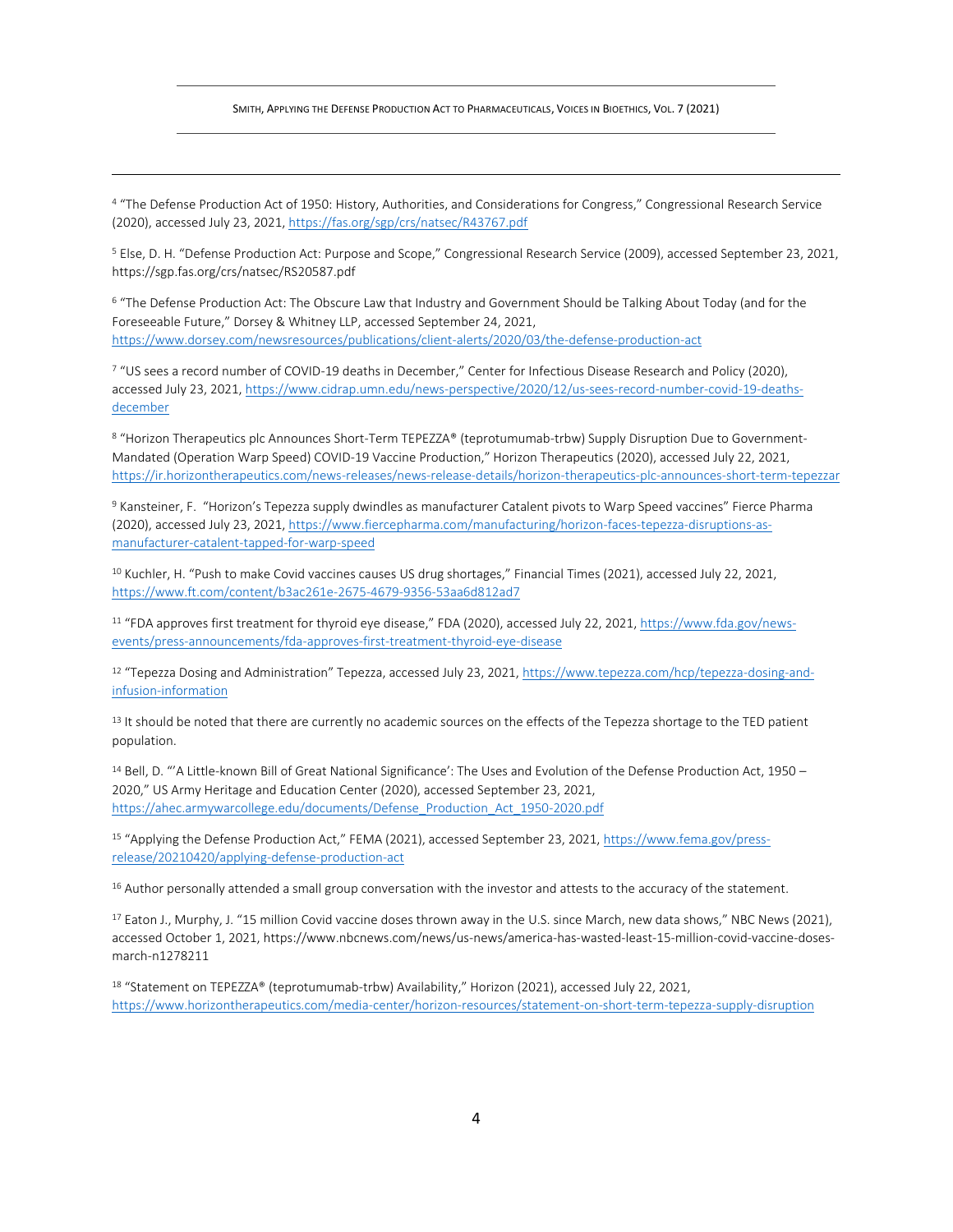[4] "The Defense Production Act of 1950: History, Authorities, and Considerations for Congress," Congressional Research Service (2020), accessed July 23, 2021, https://fas.org/sgp/crs/natsec/R43767.pdf

[5] Else, D. H. "Defense Production Act: Purpose and Scope," Congressional Research Service (2009), accessed September 23, 2021, https://sgp.fas.org/crs/natsec/RS20587.pdf

[6] "The Defense Production Act: The Obscure Law that Industry and Government Should be Talking About Today (and for the Foreseeable Future," Dorsey & Whitney LLP, accessed September 24, 2021, https://www.dorsey.com/newsresources/publications/client-alerts/2020/03/the-defense-production-act

[7] "US sees a record number of COVID-19 deaths in December," Center for Infectious Disease Research and Policy (2020), accessed July 23, 2021, https://www.cidrap.umn.edu/news-perspective/2020/12/us-sees-record-number-covid-19-deaths-december

[8] "Horizon Therapeutics plc Announces Short-Term TEPEZZA® (teprotumumab-trbw) Supply Disruption Due to Government-Mandated (Operation Warp Speed) COVID-19 Vaccine Production," Horizon Therapeutics (2020), accessed July 22, 2021, https://ir.horizontherapeutics.com/news-releases/news-release-details/horizon-therapeutics-plc-announces-short-term-tepezzar

[9] Kansteiner, F. "Horizon's Tepezza supply dwindles as manufacturer Catalent pivots to Warp Speed vaccines" Fierce Pharma (2020), accessed July 23, 2021, https://www.fiercepharma.com/manufacturing/horizon-faces-tepezza-disruptions-as-manufacturer-catalent-tapped-for-warp-speed

[10] Kuchler, H. "Push to make Covid vaccines causes US drug shortages," Financial Times (2021), accessed July 22, 2021, https://www.ft.com/content/b3ac261e-2675-4679-9356-53aa6d812ad7

[11] "FDA approves first treatment for thyroid eye disease," FDA (2020), accessed July 22, 2021, https://www.fda.gov/news-events/press-announcements/fda-approves-first-treatment-thyroid-eye-disease

[12] "Tepezza Dosing and Administration" Tepezza, accessed July 23, 2021, https://www.tepezza.com/hcp/tepezza-dosing-and-infusion-information

[13] It should be noted that there are currently no academic sources on the effects of the Tepezza shortage to the TED patient population.

[14] Bell, D. "'A Little-known Bill of Great National Significance': The Uses and Evolution of the Defense Production Act, 1950 – 2020," US Army Heritage and Education Center (2020), accessed September 23, 2021, https://ahec.armywarcollege.edu/documents/Defense_Production_Act_1950-2020.pdf

[15] "Applying the Defense Production Act," FEMA (2021), accessed September 23, 2021, https://www.fema.gov/press-release/20210420/applying-defense-production-act

[16] Author personally attended a small group conversation with the investor and attests to the accuracy of the statement.

[17] Eaton J., Murphy, J. "15 million Covid vaccine doses thrown away in the U.S. since March, new data shows," NBC News (2021), accessed October 1, 2021, https://www.nbcnews.com/news/us-news/america-has-wasted-least-15-million-covid-vaccine-doses-march-n1278211

[18] "Statement on TEPEZZA® (teprotumumab-trbw) Availability," Horizon (2021), accessed July 22, 2021, https://www.horizontherapeutics.com/media-center/horizon-resources/statement-on-short-term-tepezza-supply-disruption